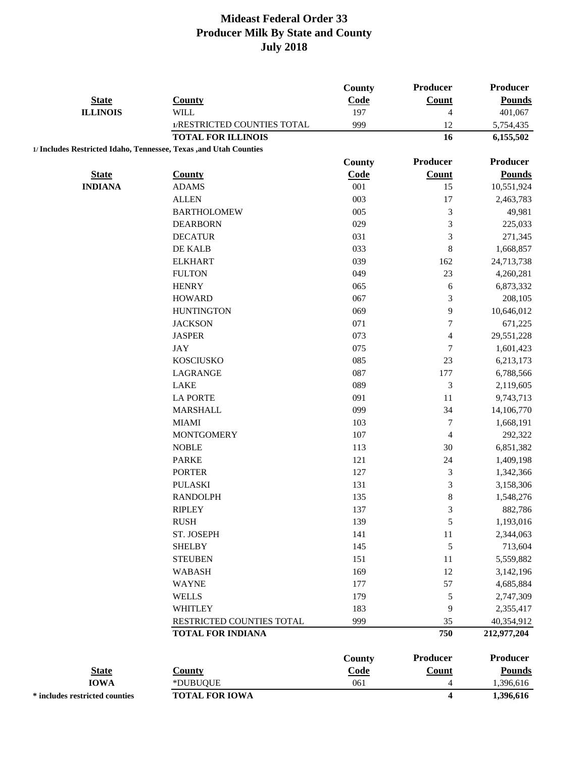# Mideast Federal Order 33
## Producer Milk By State and County
## July 2018

| State | County | County Code | Producer Count | Producer Pounds |
|---|---|---|---|---|
| **ILLINOIS** | WILL | 197 | 4 | 401,067 |
| | 1/RESTRICTED COUNTIES TOTAL | 999 | 12 | 5,754,435 |
| | **TOTAL FOR ILLINOIS** | | **16** | **6,155,502** |

**1/ Includes Restricted Idaho, Tennessee, Texas ,and Utah Counties**

| State | County | County Code | Producer Count | Producer Pounds |
|---|---|---|---|---|
| **INDIANA** | ADAMS | 001 | 15 | 10,551,924 |
| | ALLEN | 003 | 17 | 2,463,783 |
| | BARTHOLOMEW | 005 | 3 | 49,981 |
| | DEARBORN | 029 | 3 | 225,033 |
| | DECATUR | 031 | 3 | 271,345 |
| | DE KALB | 033 | 8 | 1,668,857 |
| | ELKHART | 039 | 162 | 24,713,738 |
| | FULTON | 049 | 23 | 4,260,281 |
| | HENRY | 065 | 6 | 6,873,332 |
| | HOWARD | 067 | 3 | 208,105 |
| | HUNTINGTON | 069 | 9 | 10,646,012 |
| | JACKSON | 071 | 7 | 671,225 |
| | JASPER | 073 | 4 | 29,551,228 |
| | JAY | 075 | 7 | 1,601,423 |
| | KOSCIUSKO | 085 | 23 | 6,213,173 |
| | LAGRANGE | 087 | 177 | 6,788,566 |
| | LAKE | 089 | 3 | 2,119,605 |
| | LA PORTE | 091 | 11 | 9,743,713 |
| | MARSHALL | 099 | 34 | 14,106,770 |
| | MIAMI | 103 | 7 | 1,668,191 |
| | MONTGOMERY | 107 | 4 | 292,322 |
| | NOBLE | 113 | 30 | 6,851,382 |
| | PARKE | 121 | 24 | 1,409,198 |
| | PORTER | 127 | 3 | 1,342,366 |
| | PULASKI | 131 | 3 | 3,158,306 |
| | RANDOLPH | 135 | 8 | 1,548,276 |
| | RIPLEY | 137 | 3 | 882,786 |
| | RUSH | 139 | 5 | 1,193,016 |
| | ST. JOSEPH | 141 | 11 | 2,344,063 |
| | SHELBY | 145 | 5 | 713,604 |
| | STEUBEN | 151 | 11 | 5,559,882 |
| | WABASH | 169 | 12 | 3,142,196 |
| | WAYNE | 177 | 57 | 4,685,884 |
| | WELLS | 179 | 5 | 2,747,309 |
| | WHITLEY | 183 | 9 | 2,355,417 |
| | RESTRICTED COUNTIES TOTAL | 999 | 35 | 40,354,912 |
| | **TOTAL FOR INDIANA** | | **750** | **212,977,204** |

| State | County | County Code | Producer Count | Producer Pounds |
|---|---|---|---|---|
| **IOWA** | *DUBUQUE | 061 | 4 | 1,396,616 |
| **\* includes restricted counties** | **TOTAL FOR IOWA** | | **4** | **1,396,616** |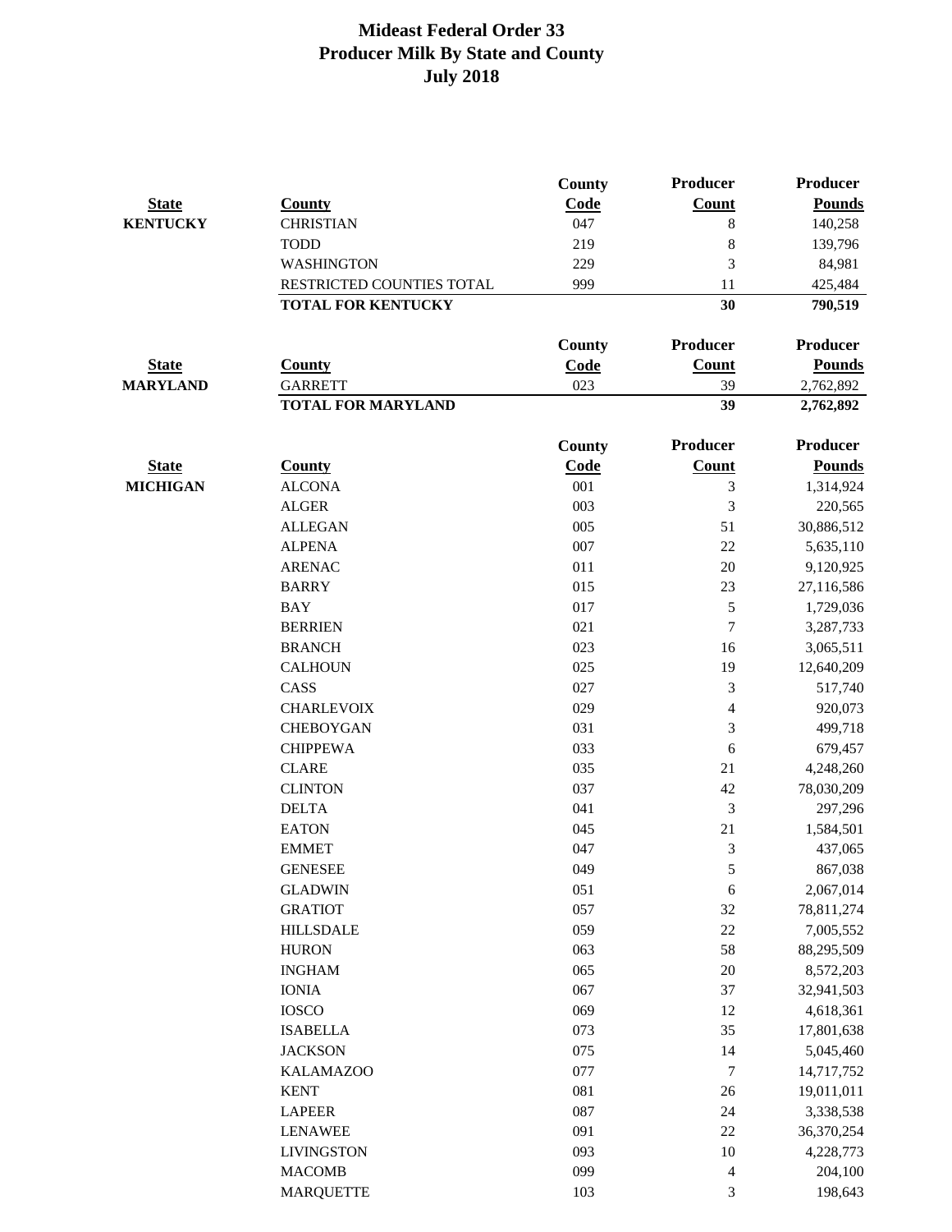# Mideast Federal Order 33
## Producer Milk By State and County
## July 2018

| State | County | County Code | Producer Count | Producer Pounds |
|---|---|---|---|---|
| **KENTUCKY** | CHRISTIAN | 047 | 8 | 140,258 |
| | TODD | 219 | 8 | 139,796 |
| | WASHINGTON | 229 | 3 | 84,981 |
| | RESTRICTED COUNTIES TOTAL | 999 | 11 | 425,484 |
| | **TOTAL FOR KENTUCKY** | | **30** | **790,519** |

| State | County | County Code | Producer Count | Producer Pounds |
|---|---|---|---|---|
| **MARYLAND** | GARRETT | 023 | 39 | 2,762,892 |
| | **TOTAL FOR MARYLAND** | | **39** | **2,762,892** |

| State | County | County Code | Producer Count | Producer Pounds |
|---|---|---|---|---|
| **MICHIGAN** | ALCONA | 001 | 3 | 1,314,924 |
| | ALGER | 003 | 3 | 220,565 |
| | ALLEGAN | 005 | 51 | 30,886,512 |
| | ALPENA | 007 | 22 | 5,635,110 |
| | ARENAC | 011 | 20 | 9,120,925 |
| | BARRY | 015 | 23 | 27,116,586 |
| | BAY | 017 | 5 | 1,729,036 |
| | BERRIEN | 021 | 7 | 3,287,733 |
| | BRANCH | 023 | 16 | 3,065,511 |
| | CALHOUN | 025 | 19 | 12,640,209 |
| | CASS | 027 | 3 | 517,740 |
| | CHARLEVOIX | 029 | 4 | 920,073 |
| | CHEBOYGAN | 031 | 3 | 499,718 |
| | CHIPPEWA | 033 | 6 | 679,457 |
| | CLARE | 035 | 21 | 4,248,260 |
| | CLINTON | 037 | 42 | 78,030,209 |
| | DELTA | 041 | 3 | 297,296 |
| | EATON | 045 | 21 | 1,584,501 |
| | EMMET | 047 | 3 | 437,065 |
| | GENESEE | 049 | 5 | 867,038 |
| | GLADWIN | 051 | 6 | 2,067,014 |
| | GRATIOT | 057 | 32 | 78,811,274 |
| | HILLSDALE | 059 | 22 | 7,005,552 |
| | HURON | 063 | 58 | 88,295,509 |
| | INGHAM | 065 | 20 | 8,572,203 |
| | IONIA | 067 | 37 | 32,941,503 |
| | IOSCO | 069 | 12 | 4,618,361 |
| | ISABELLA | 073 | 35 | 17,801,638 |
| | JACKSON | 075 | 14 | 5,045,460 |
| | KALAMAZOO | 077 | 7 | 14,717,752 |
| | KENT | 081 | 26 | 19,011,011 |
| | LAPEER | 087 | 24 | 3,338,538 |
| | LENAWEE | 091 | 22 | 36,370,254 |
| | LIVINGSTON | 093 | 10 | 4,228,773 |
| | MACOMB | 099 | 4 | 204,100 |
| | MARQUETTE | 103 | 3 | 198,643 |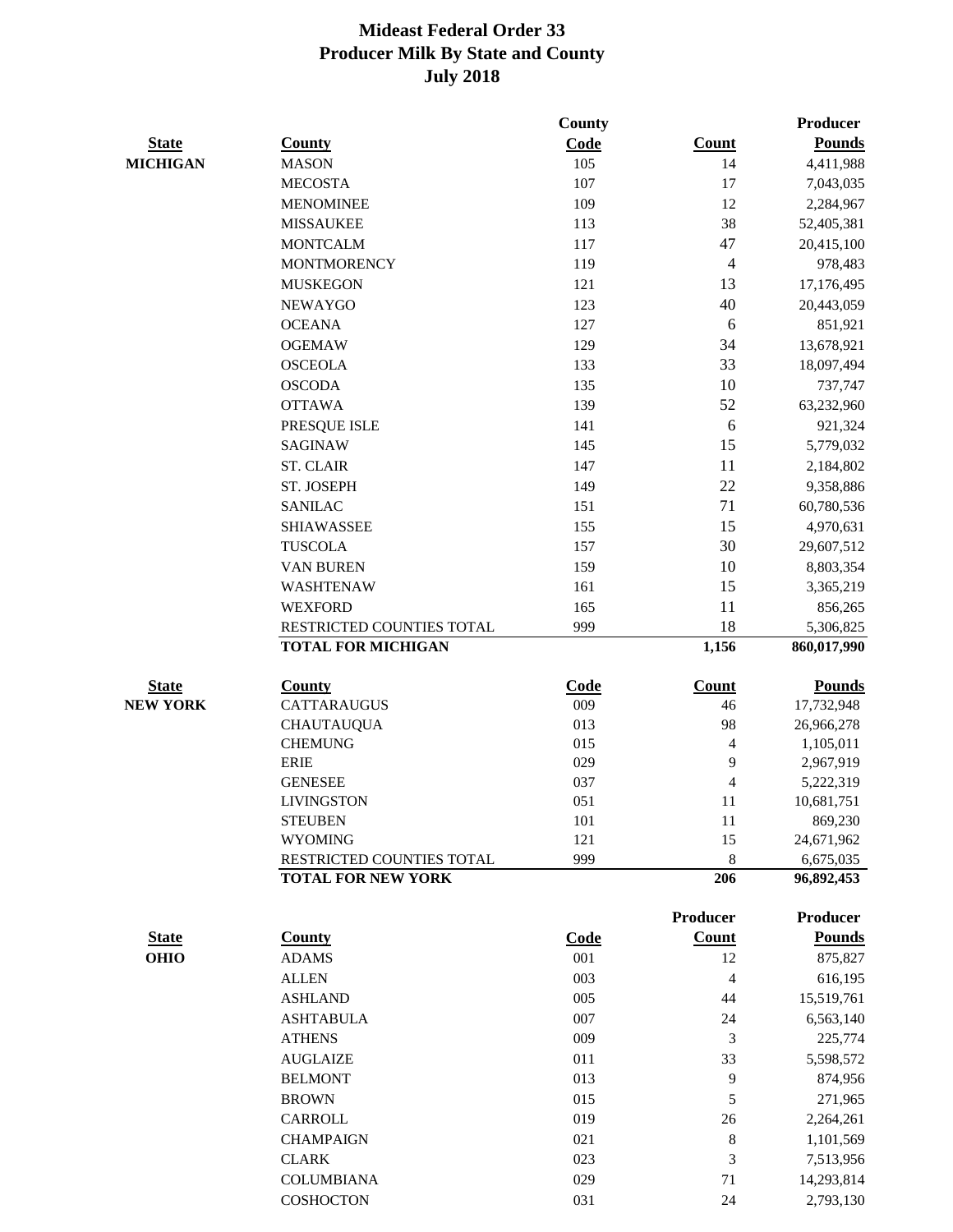# Mideast Federal Order 33
## Producer Milk By State and County
## July 2018

| State | County | County Code | Count | Producer Pounds |
|---|---|---|---|---|
| MICHIGAN | MASON | 105 | 14 | 4,411,988 |
| | MECOSTA | 107 | 17 | 7,043,035 |
| | MENOMINEE | 109 | 12 | 2,284,967 |
| | MISSAUKEE | 113 | 38 | 52,405,381 |
| | MONTCALM | 117 | 47 | 20,415,100 |
| | MONTMORENCY | 119 | 4 | 978,483 |
| | MUSKEGON | 121 | 13 | 17,176,495 |
| | NEWAYGO | 123 | 40 | 20,443,059 |
| | OCEANA | 127 | 6 | 851,921 |
| | OGEMAW | 129 | 34 | 13,678,921 |
| | OSCEOLA | 133 | 33 | 18,097,494 |
| | OSCODA | 135 | 10 | 737,747 |
| | OTTAWA | 139 | 52 | 63,232,960 |
| | PRESQUE ISLE | 141 | 6 | 921,324 |
| | SAGINAW | 145 | 15 | 5,779,032 |
| | ST. CLAIR | 147 | 11 | 2,184,802 |
| | ST. JOSEPH | 149 | 22 | 9,358,886 |
| | SANILAC | 151 | 71 | 60,780,536 |
| | SHIAWASSEE | 155 | 15 | 4,970,631 |
| | TUSCOLA | 157 | 30 | 29,607,512 |
| | VAN BUREN | 159 | 10 | 8,803,354 |
| | WASHTENAW | 161 | 15 | 3,365,219 |
| | WEXFORD | 165 | 11 | 856,265 |
| | RESTRICTED COUNTIES TOTAL | 999 | 18 | 5,306,825 |
| | **TOTAL FOR MICHIGAN** | | **1,156** | **860,017,990** |

| State | County | Code | Count | Pounds |
|---|---|---|---|---|
| NEW YORK | CATTARAUGUS | 009 | 46 | 17,732,948 |
| | CHAUTAUQUA | 013 | 98 | 26,966,278 |
| | CHEMUNG | 015 | 4 | 1,105,011 |
| | ERIE | 029 | 9 | 2,967,919 |
| | GENESEE | 037 | 4 | 5,222,319 |
| | LIVINGSTON | 051 | 11 | 10,681,751 |
| | STEUBEN | 101 | 11 | 869,230 |
| | WYOMING | 121 | 15 | 24,671,962 |
| | RESTRICTED COUNTIES TOTAL | 999 | 8 | 6,675,035 |
| | **TOTAL FOR NEW YORK** | | **206** | **96,892,453** |

| State | County | Code | Producer Count | Producer Pounds |
|---|---|---|---|---|
| OHIO | ADAMS | 001 | 12 | 875,827 |
| | ALLEN | 003 | 4 | 616,195 |
| | ASHLAND | 005 | 44 | 15,519,761 |
| | ASHTABULA | 007 | 24 | 6,563,140 |
| | ATHENS | 009 | 3 | 225,774 |
| | AUGLAIZE | 011 | 33 | 5,598,572 |
| | BELMONT | 013 | 9 | 874,956 |
| | BROWN | 015 | 5 | 271,965 |
| | CARROLL | 019 | 26 | 2,264,261 |
| | CHAMPAIGN | 021 | 8 | 1,101,569 |
| | CLARK | 023 | 3 | 7,513,956 |
| | COLUMBIANA | 029 | 71 | 14,293,814 |
| | COSHOCTON | 031 | 24 | 2,793,130 |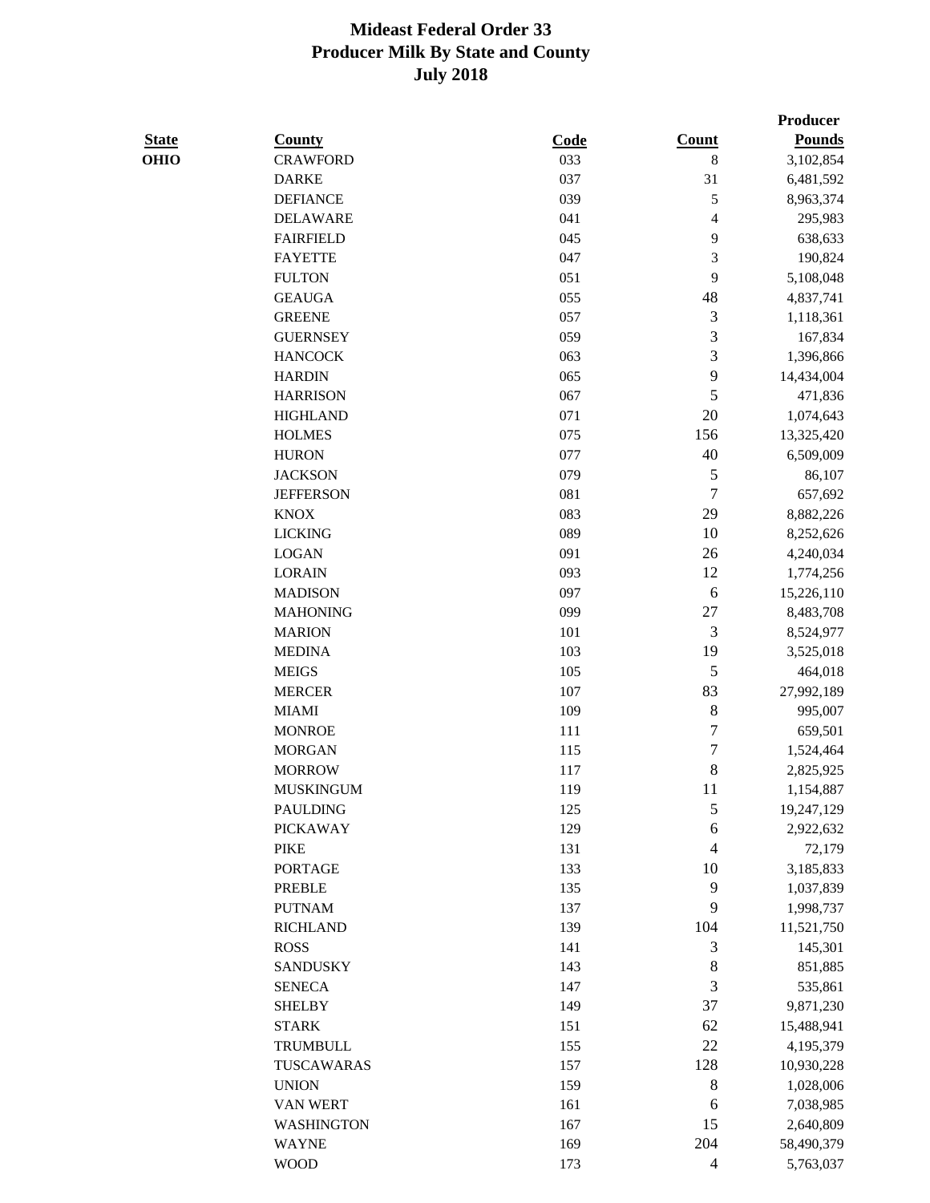# Mideast Federal Order 33
## Producer Milk By State and County
## July 2018

| State | County | Code | Count | Producer Pounds |
|---|---|---|---|---|
| OHIO | CRAWFORD | 033 | 8 | 3,102,854 |
| | DARKE | 037 | 31 | 6,481,592 |
| | DEFIANCE | 039 | 5 | 8,963,374 |
| | DELAWARE | 041 | 4 | 295,983 |
| | FAIRFIELD | 045 | 9 | 638,633 |
| | FAYETTE | 047 | 3 | 190,824 |
| | FULTON | 051 | 9 | 5,108,048 |
| | GEAUGA | 055 | 48 | 4,837,741 |
| | GREENE | 057 | 3 | 1,118,361 |
| | GUERNSEY | 059 | 3 | 167,834 |
| | HANCOCK | 063 | 3 | 1,396,866 |
| | HARDIN | 065 | 9 | 14,434,004 |
| | HARRISON | 067 | 5 | 471,836 |
| | HIGHLAND | 071 | 20 | 1,074,643 |
| | HOLMES | 075 | 156 | 13,325,420 |
| | HURON | 077 | 40 | 6,509,009 |
| | JACKSON | 079 | 5 | 86,107 |
| | JEFFERSON | 081 | 7 | 657,692 |
| | KNOX | 083 | 29 | 8,882,226 |
| | LICKING | 089 | 10 | 8,252,626 |
| | LOGAN | 091 | 26 | 4,240,034 |
| | LORAIN | 093 | 12 | 1,774,256 |
| | MADISON | 097 | 6 | 15,226,110 |
| | MAHONING | 099 | 27 | 8,483,708 |
| | MARION | 101 | 3 | 8,524,977 |
| | MEDINA | 103 | 19 | 3,525,018 |
| | MEIGS | 105 | 5 | 464,018 |
| | MERCER | 107 | 83 | 27,992,189 |
| | MIAMI | 109 | 8 | 995,007 |
| | MONROE | 111 | 7 | 659,501 |
| | MORGAN | 115 | 7 | 1,524,464 |
| | MORROW | 117 | 8 | 2,825,925 |
| | MUSKINGUM | 119 | 11 | 1,154,887 |
| | PAULDING | 125 | 5 | 19,247,129 |
| | PICKAWAY | 129 | 6 | 2,922,632 |
| | PIKE | 131 | 4 | 72,179 |
| | PORTAGE | 133 | 10 | 3,185,833 |
| | PREBLE | 135 | 9 | 1,037,839 |
| | PUTNAM | 137 | 9 | 1,998,737 |
| | RICHLAND | 139 | 104 | 11,521,750 |
| | ROSS | 141 | 3 | 145,301 |
| | SANDUSKY | 143 | 8 | 851,885 |
| | SENECA | 147 | 3 | 535,861 |
| | SHELBY | 149 | 37 | 9,871,230 |
| | STARK | 151 | 62 | 15,488,941 |
| | TRUMBULL | 155 | 22 | 4,195,379 |
| | TUSCAWARAS | 157 | 128 | 10,930,228 |
| | UNION | 159 | 8 | 1,028,006 |
| | VAN WERT | 161 | 6 | 7,038,985 |
| | WASHINGTON | 167 | 15 | 2,640,809 |
| | WAYNE | 169 | 204 | 58,490,379 |
| | WOOD | 173 | 4 | 5,763,037 |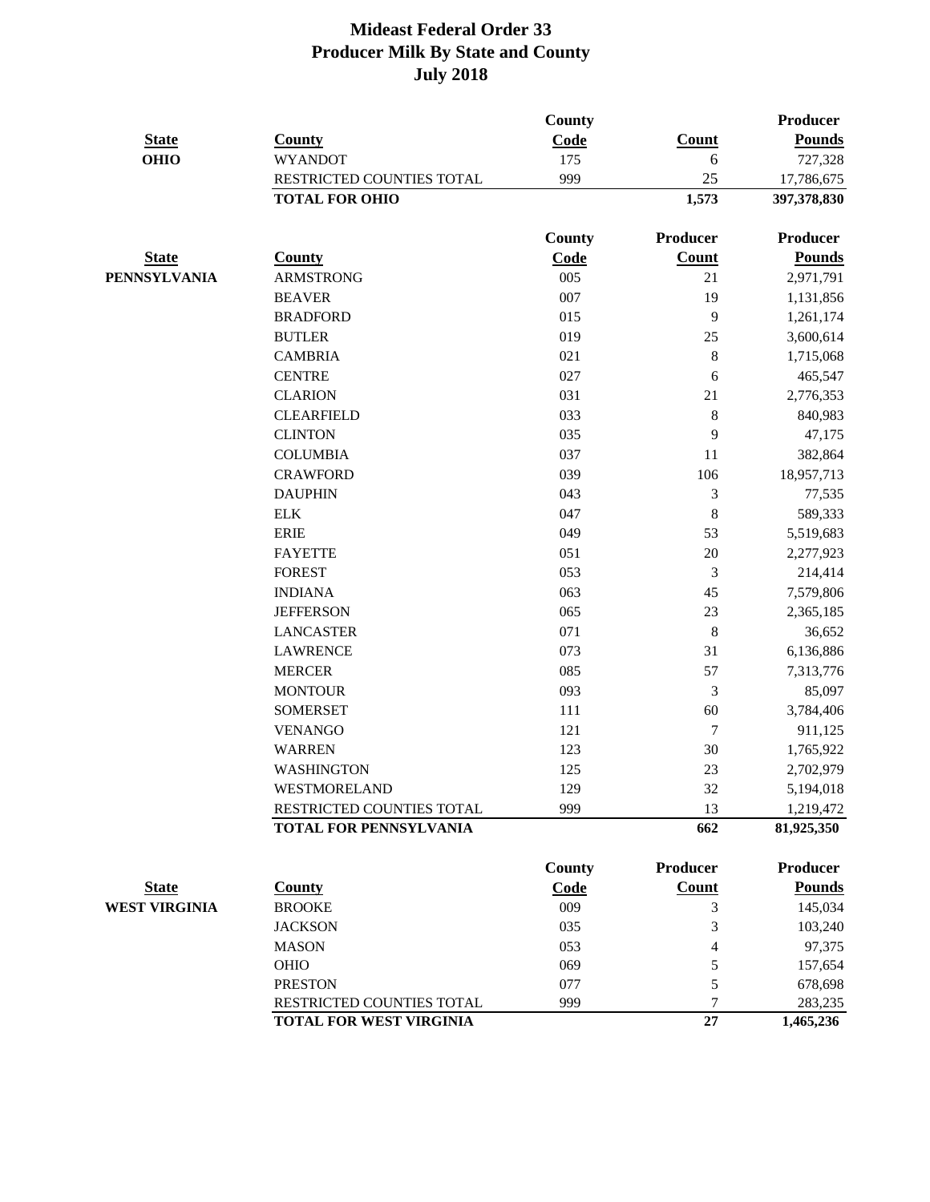# Mideast Federal Order 33
# Producer Milk By State and County
# July 2018

| State | County | County Code | Count | Producer Pounds |
|---|---|---|---|---|
| OHIO | WYANDOT | 175 | 6 | 727,328 |
| | RESTRICTED COUNTIES TOTAL | 999 | 25 | 17,786,675 |
| | **TOTAL FOR OHIO** | | **1,573** | **397,378,830** |

| State | County | County Code | Producer Count | Producer Pounds |
|---|---|---|---|---|
| PENNSYLVANIA | ARMSTRONG | 005 | 21 | 2,971,791 |
| | BEAVER | 007 | 19 | 1,131,856 |
| | BRADFORD | 015 | 9 | 1,261,174 |
| | BUTLER | 019 | 25 | 3,600,614 |
| | CAMBRIA | 021 | 8 | 1,715,068 |
| | CENTRE | 027 | 6 | 465,547 |
| | CLARION | 031 | 21 | 2,776,353 |
| | CLEARFIELD | 033 | 8 | 840,983 |
| | CLINTON | 035 | 9 | 47,175 |
| | COLUMBIA | 037 | 11 | 382,864 |
| | CRAWFORD | 039 | 106 | 18,957,713 |
| | DAUPHIN | 043 | 3 | 77,535 |
| | ELK | 047 | 8 | 589,333 |
| | ERIE | 049 | 53 | 5,519,683 |
| | FAYETTE | 051 | 20 | 2,277,923 |
| | FOREST | 053 | 3 | 214,414 |
| | INDIANA | 063 | 45 | 7,579,806 |
| | JEFFERSON | 065 | 23 | 2,365,185 |
| | LANCASTER | 071 | 8 | 36,652 |
| | LAWRENCE | 073 | 31 | 6,136,886 |
| | MERCER | 085 | 57 | 7,313,776 |
| | MONTOUR | 093 | 3 | 85,097 |
| | SOMERSET | 111 | 60 | 3,784,406 |
| | VENANGO | 121 | 7 | 911,125 |
| | WARREN | 123 | 30 | 1,765,922 |
| | WASHINGTON | 125 | 23 | 2,702,979 |
| | WESTMORELAND | 129 | 32 | 5,194,018 |
| | RESTRICTED COUNTIES TOTAL | 999 | 13 | 1,219,472 |
| | **TOTAL FOR PENNSYLVANIA** | | **662** | **81,925,350** |

| State | County | County Code | Producer Count | Producer Pounds |
|---|---|---|---|---|
| WEST VIRGINIA | BROOKE | 009 | 3 | 145,034 |
| | JACKSON | 035 | 3 | 103,240 |
| | MASON | 053 | 4 | 97,375 |
| | OHIO | 069 | 5 | 157,654 |
| | PRESTON | 077 | 5 | 678,698 |
| | RESTRICTED COUNTIES TOTAL | 999 | 7 | 283,235 |
| | **TOTAL FOR WEST VIRGINIA** | | **27** | **1,465,236** |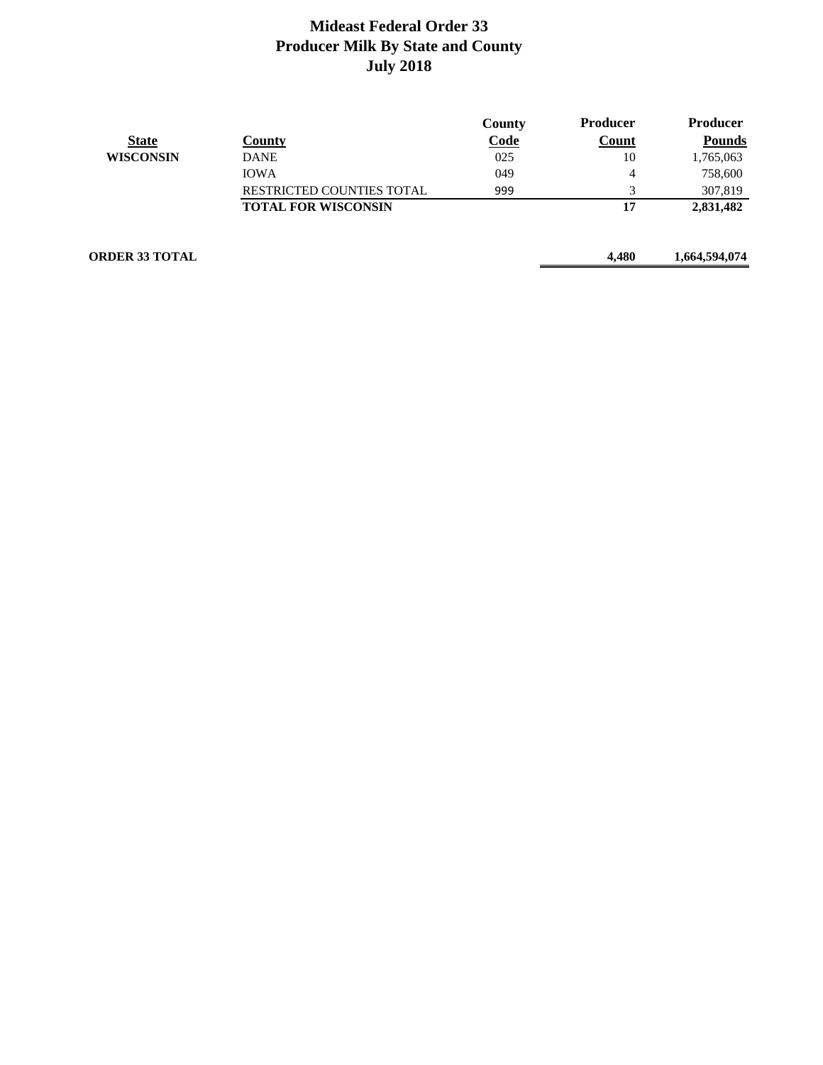# Mideast Federal Order 33
# Producer Milk By State and County
# July 2018

| State | County | County Code | Producer Count | Producer Pounds |
|---|---|---|---|---|
| **WISCONSIN** | DANE | 025 | 10 | 1,765,063 |
| | IOWA | 049 | 4 | 758,600 |
| | RESTRICTED COUNTIES TOTAL | 999 | 3 | 307,819 |
| | **TOTAL FOR WISCONSIN** | | **17** | **2,831,482** |
| **ORDER 33 TOTAL** | | | **4,480** | **1,664,594,074** |